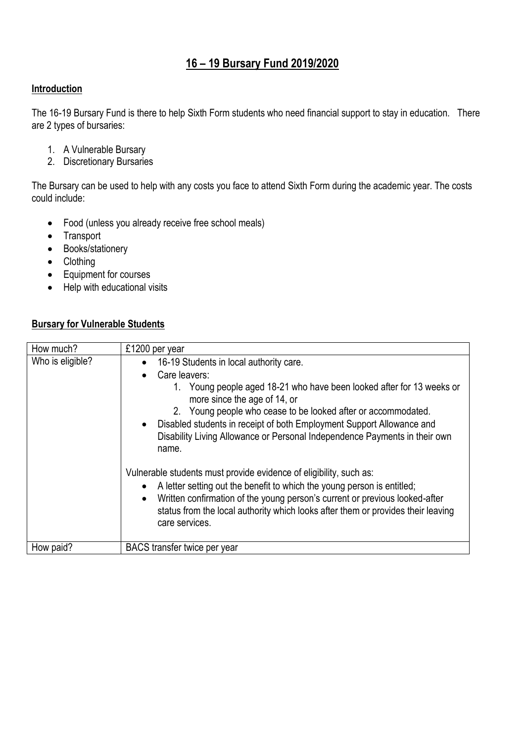# 16 – 19 Bursary Fund 2019/2020

## Introduction

The 16-19 Bursary Fund is there to help Sixth Form students who need financial support to stay in education. There are 2 types of bursaries:

1. A Vulnerable Bursary
2. Discretionary Bursaries

The Bursary can be used to help with any costs you face to attend Sixth Form during the academic year. The costs could include:

- Food (unless you already receive free school meals)
- Transport
- Books/stationery
- Clothing
- Equipment for courses
- Help with educational visits

## Bursary for Vulnerable Students

| How much? | £1200 per year |
|---|---|
| Who is eligible? | • 16-19 Students in local authority care.<br>• Care leavers:<br>1. Young people aged 18-21 who have been looked after for 13 weeks or more since the age of 14, or<br>2. Young people who cease to be looked after or accommodated.<br>• Disabled students in receipt of both Employment Support Allowance and Disability Living Allowance or Personal Independence Payments in their own name.<br><br>Vulnerable students must provide evidence of eligibility, such as:<br>• A letter setting out the benefit to which the young person is entitled;<br>• Written confirmation of the young person's current or previous looked-after status from the local authority which looks after them or provides their leaving care services. |
| How paid? | BACS transfer twice per year |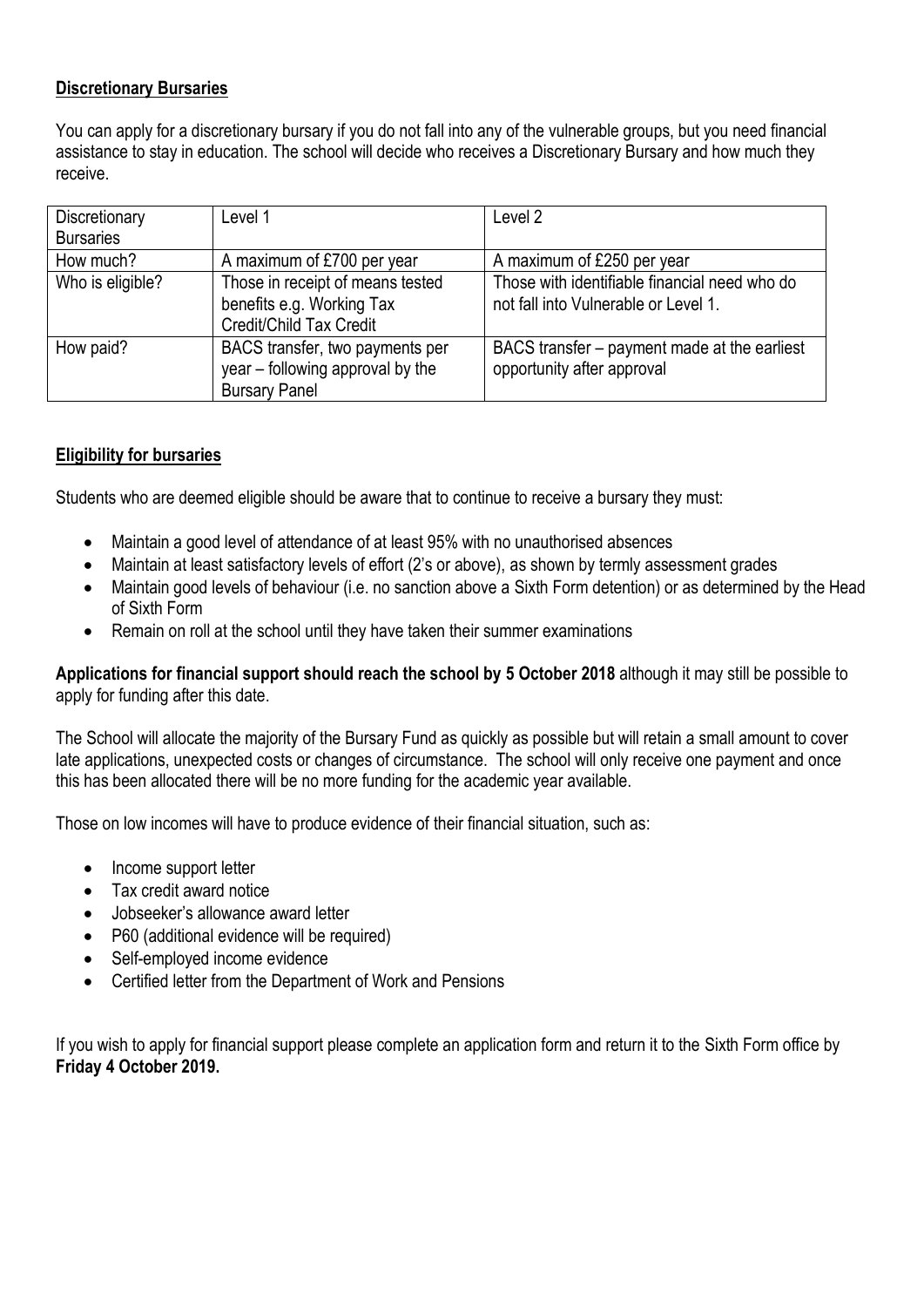**Discretionary Bursaries**

You can apply for a discretionary bursary if you do not fall into any of the vulnerable groups, but you need financial assistance to stay in education. The school will decide who receives a Discretionary Bursary and how much they receive.

| Discretionary Bursaries | Level 1 | Level 2 |
|---|---|---|
| How much? | A maximum of £700 per year | A maximum of £250 per year |
| Who is eligible? | Those in receipt of means tested benefits e.g. Working Tax Credit/Child Tax Credit | Those with identifiable financial need who do not fall into Vulnerable or Level 1. |
| How paid? | BACS transfer, two payments per year – following approval by the Bursary Panel | BACS transfer – payment made at the earliest opportunity after approval |

**Eligibility for bursaries**

Students who are deemed eligible should be aware that to continue to receive a bursary they must:

- Maintain a good level of attendance of at least 95% with no unauthorised absences
- Maintain at least satisfactory levels of effort (2's or above), as shown by termly assessment grades
- Maintain good levels of behaviour (i.e. no sanction above a Sixth Form detention) or as determined by the Head of Sixth Form
- Remain on roll at the school until they have taken their summer examinations

**Applications for financial support should reach the school by 5 October 2018** although it may still be possible to apply for funding after this date.

The School will allocate the majority of the Bursary Fund as quickly as possible but will retain a small amount to cover late applications, unexpected costs or changes of circumstance. The school will only receive one payment and once this has been allocated there will be no more funding for the academic year available.

Those on low incomes will have to produce evidence of their financial situation, such as:

- Income support letter
- Tax credit award notice
- Jobseeker's allowance award letter
- P60 (additional evidence will be required)
- Self-employed income evidence
- Certified letter from the Department of Work and Pensions

If you wish to apply for financial support please complete an application form and return it to the Sixth Form office by **Friday 4 October 2019.**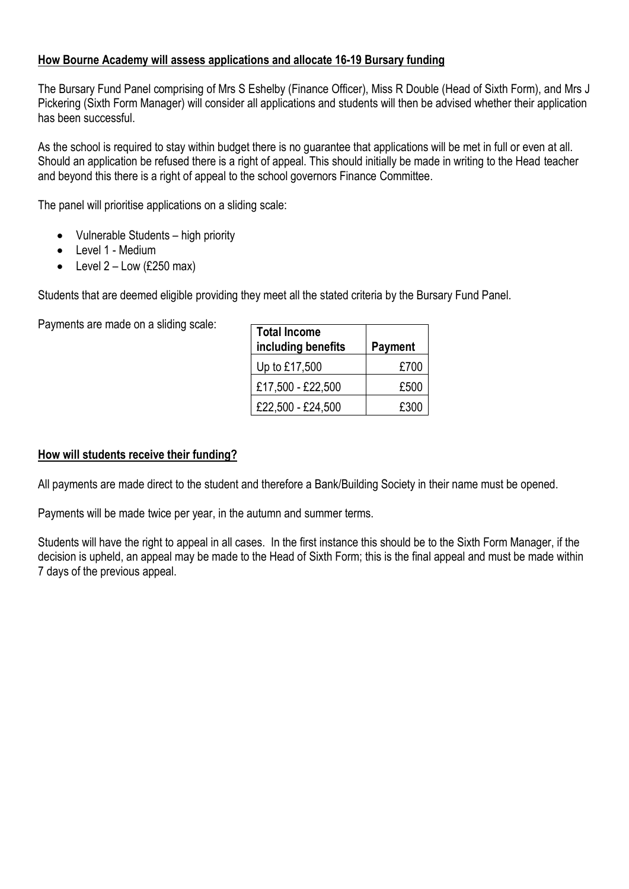**How Bourne Academy will assess applications and allocate 16-19 Bursary funding**

The Bursary Fund Panel comprising of Mrs S Eshelby (Finance Officer), Miss R Double (Head of Sixth Form), and Mrs J Pickering (Sixth Form Manager) will consider all applications and students will then be advised whether their application has been successful.

As the school is required to stay within budget there is no guarantee that applications will be met in full or even at all. Should an application be refused there is a right of appeal. This should initially be made in writing to the Head teacher and beyond this there is a right of appeal to the school governors Finance Committee.

The panel will prioritise applications on a sliding scale:

- Vulnerable Students – high priority
- Level 1 - Medium
- Level 2 – Low (£250 max)

Students that are deemed eligible providing they meet all the stated criteria by the Bursary Fund Panel.

Payments are made on a sliding scale:

| Total Income including benefits | Payment |
|---|---|
| Up to £17,500 | £700 |
| £17,500 - £22,500 | £500 |
| £22,500 - £24,500 | £300 |

**How will students receive their funding?**

All payments are made direct to the student and therefore a Bank/Building Society in their name must be opened.

Payments will be made twice per year, in the autumn and summer terms.

Students will have the right to appeal in all cases. In the first instance this should be to the Sixth Form Manager, if the decision is upheld, an appeal may be made to the Head of Sixth Form; this is the final appeal and must be made within 7 days of the previous appeal.